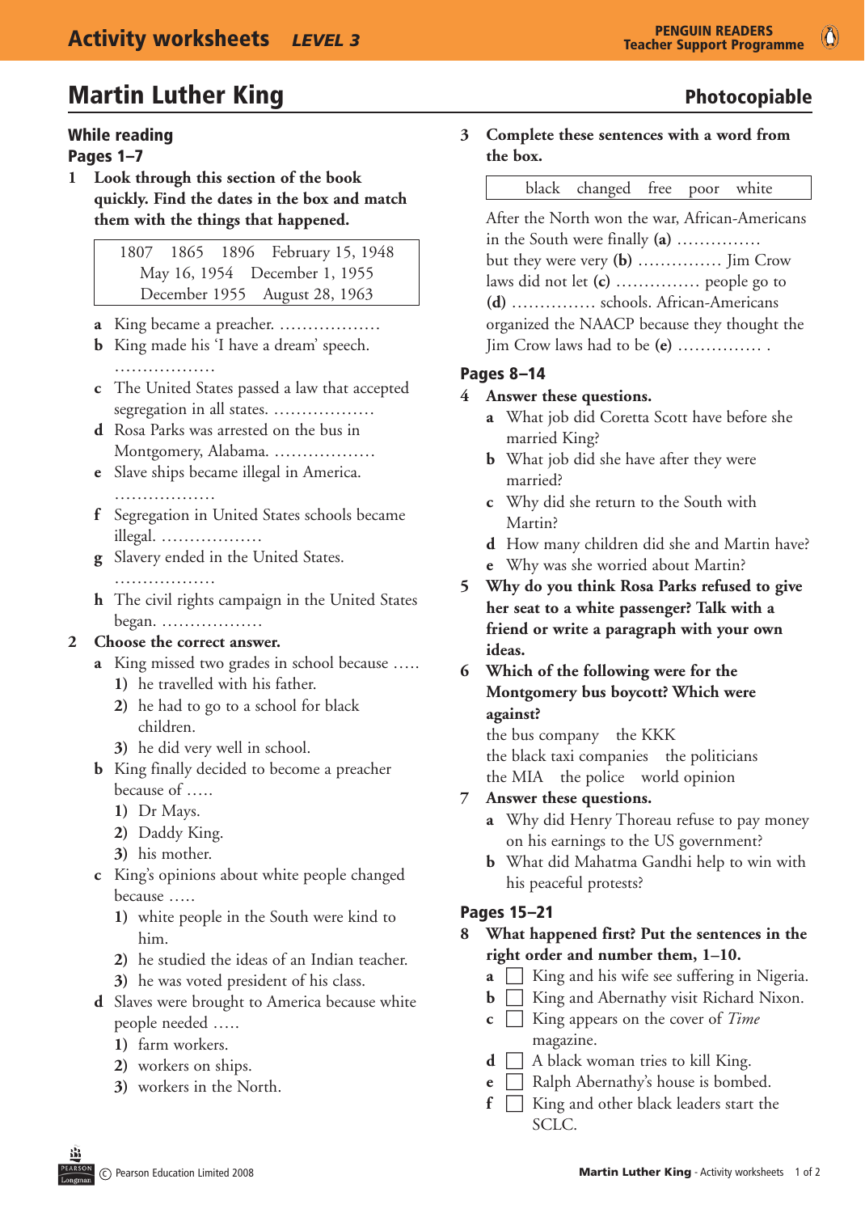# Activity worksheets *LEVEL 3*

## Martin Luther King

**Photocopiable**

### While reading

#### Pages 1–7

**1 Look through this section of the book quickly. Find the dates in the box and match them with the things that happened.**

| 1807 1865 1896 February 15, 1948 May 16, 1954 December 1, 1955 December 1955 August 28, 1963 |
|---|

- **a** King became a preacher. ………………
- **b** King made his 'I have a dream' speech. ………………
- **c** The United States passed a law that accepted segregation in all states. ………………
- **d** Rosa Parks was arrested on the bus in Montgomery, Alabama. ………………
- **e** Slave ships became illegal in America. ………………
- **f** Segregation in United States schools became illegal. ………………
- **g** Slavery ended in the United States. ………………
- **h** The civil rights campaign in the United States began. ………………

**2 Choose the correct answer.**

- **a** King missed two grades in school because …..
  1) he travelled with his father.
  2) he had to go to a school for black children.
  3) he did very well in school.
- **b** King finally decided to become a preacher because of …..
  1) Dr Mays.
  2) Daddy King.
  3) his mother.
- **c** King's opinions about white people changed because …..
  1) white people in the South were kind to him.
  2) he studied the ideas of an Indian teacher.
  3) he was voted president of his class.
- **d** Slaves were brought to America because white people needed …..
  1) farm workers.
  2) workers on ships.
  3) workers in the North.

**3 Complete these sentences with a word from the box.**

| black changed free poor white |
|---|

After the North won the war, African-Americans in the South were finally **(a)** …………… but they were very **(b)** …………… Jim Crow laws did not let **(c)** …………… people go to **(d)** …………… schools. African-Americans organized the NAACP because they thought the Jim Crow laws had to be **(e)** …………… .

#### Pages 8–14

**4 Answer these questions.**

- **a** What job did Coretta Scott have before she married King?
- **b** What job did she have after they were married?
- **c** Why did she return to the South with Martin?
- **d** How many children did she and Martin have?
- **e** Why was she worried about Martin?

**5 Why do you think Rosa Parks refused to give her seat to a white passenger? Talk with a friend or write a paragraph with your own ideas.**

**6 Which of the following were for the Montgomery bus boycott? Which were against?**

the bus company the KKK
the black taxi companies the politicians
the MIA the police world opinion

**7 Answer these questions.**

- **a** Why did Henry Thoreau refuse to pay money on his earnings to the US government?
- **b** What did Mahatma Gandhi help to win with his peaceful protests?

#### Pages 15–21

**8 What happened first? Put the sentences in the right order and number them, 1–10.**

- **a** ☐ King and his wife see suffering in Nigeria.
- **b** ☐ King and Abernathy visit Richard Nixon.
- **c** ☐ King appears on the cover of *Time* magazine.
- **d** ☐ A black woman tries to kill King.
- **e** ☐ Ralph Abernathy's house is bombed.
- **f** ☐ King and other black leaders start the SCLC.

© Pearson Education Limited 2008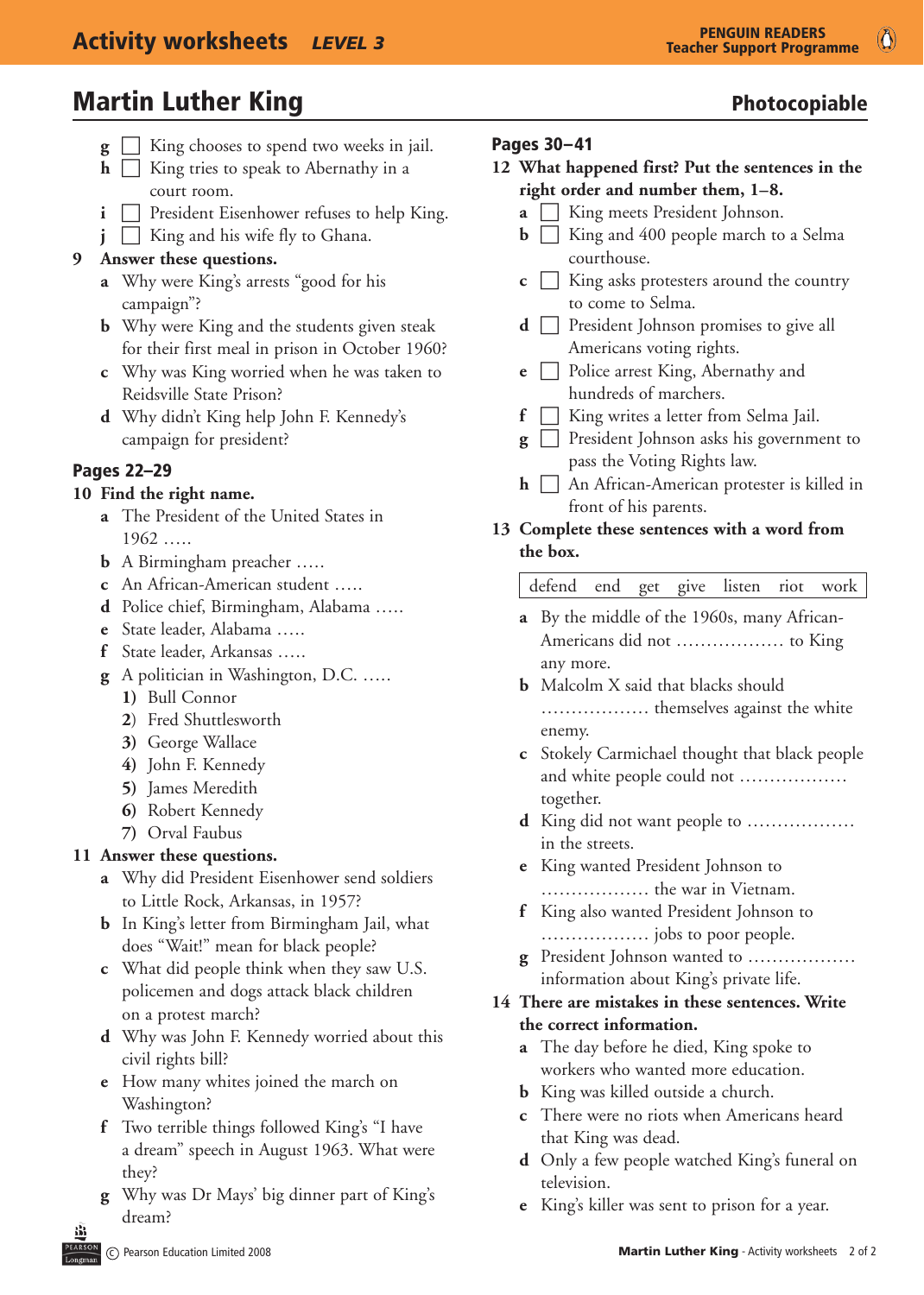# Martin Luther King

**Photocopiable**

- **g** ☐ King chooses to spend two weeks in jail.
- **h** ☐ King tries to speak to Abernathy in a court room.
- **i** ☐ President Eisenhower refuses to help King.
- **j** ☐ King and his wife fly to Ghana.

**9 Answer these questions.**

- **a** Why were King's arrests "good for his campaign"?
- **b** Why were King and the students given steak for their first meal in prison in October 1960?
- **c** Why was King worried when he was taken to Reidsville State Prison?
- **d** Why didn't King help John F. Kennedy's campaign for president?

## Pages 22–29

**10 Find the right name.**

- **a** The President of the United States in 1962 …..
- **b** A Birmingham preacher …..
- **c** An African-American student …..
- **d** Police chief, Birmingham, Alabama …..
- **e** State leader, Alabama …..
- **f** State leader, Arkansas …..
- **g** A politician in Washington, D.C. …..
  1) Bull Connor
  2) Fred Shuttlesworth
  3) George Wallace
  4) John F. Kennedy
  5) James Meredith
  6) Robert Kennedy
  7) Orval Faubus

**11 Answer these questions.**

- **a** Why did President Eisenhower send soldiers to Little Rock, Arkansas, in 1957?
- **b** In King's letter from Birmingham Jail, what does "Wait!" mean for black people?
- **c** What did people think when they saw U.S. policemen and dogs attack black children on a protest march?
- **d** Why was John F. Kennedy worried about this civil rights bill?
- **e** How many whites joined the march on Washington?
- **f** Two terrible things followed King's "I have a dream" speech in August 1963. What were they?
- **g** Why was Dr Mays' big dinner part of King's dream?

## Pages 30–41

**12 What happened first? Put the sentences in the right order and number them, 1–8.**

- **a** ☐ King meets President Johnson.
- **b** ☐ King and 400 people march to a Selma courthouse.
- **c** ☐ King asks protesters around the country to come to Selma.
- **d** ☐ President Johnson promises to give all Americans voting rights.
- **e** ☐ Police arrest King, Abernathy and hundreds of marchers.
- **f** ☐ King writes a letter from Selma Jail.
- **g** ☐ President Johnson asks his government to pass the Voting Rights law.
- **h** ☐ An African-American protester is killed in front of his parents.

**13 Complete these sentences with a word from the box.**

| defend | end | get | give | listen | riot | work |
|---|---|---|---|---|---|---|

- **a** By the middle of the 1960s, many African-Americans did not ……………… to King any more.
- **b** Malcolm X said that blacks should ……………… themselves against the white enemy.
- **c** Stokely Carmichael thought that black people and white people could not ……………… together.
- **d** King did not want people to ……………… in the streets.
- **e** King wanted President Johnson to ……………… the war in Vietnam.
- **f** King also wanted President Johnson to ……………… jobs to poor people.
- **g** President Johnson wanted to ……………… information about King's private life.

**14 There are mistakes in these sentences. Write the correct information.**

- **a** The day before he died, King spoke to workers who wanted more education.
- **b** King was killed outside a church.
- **c** There were no riots when Americans heard that King was dead.
- **d** Only a few people watched King's funeral on television.
- **e** King's killer was sent to prison for a year.

© Pearson Education Limited 2008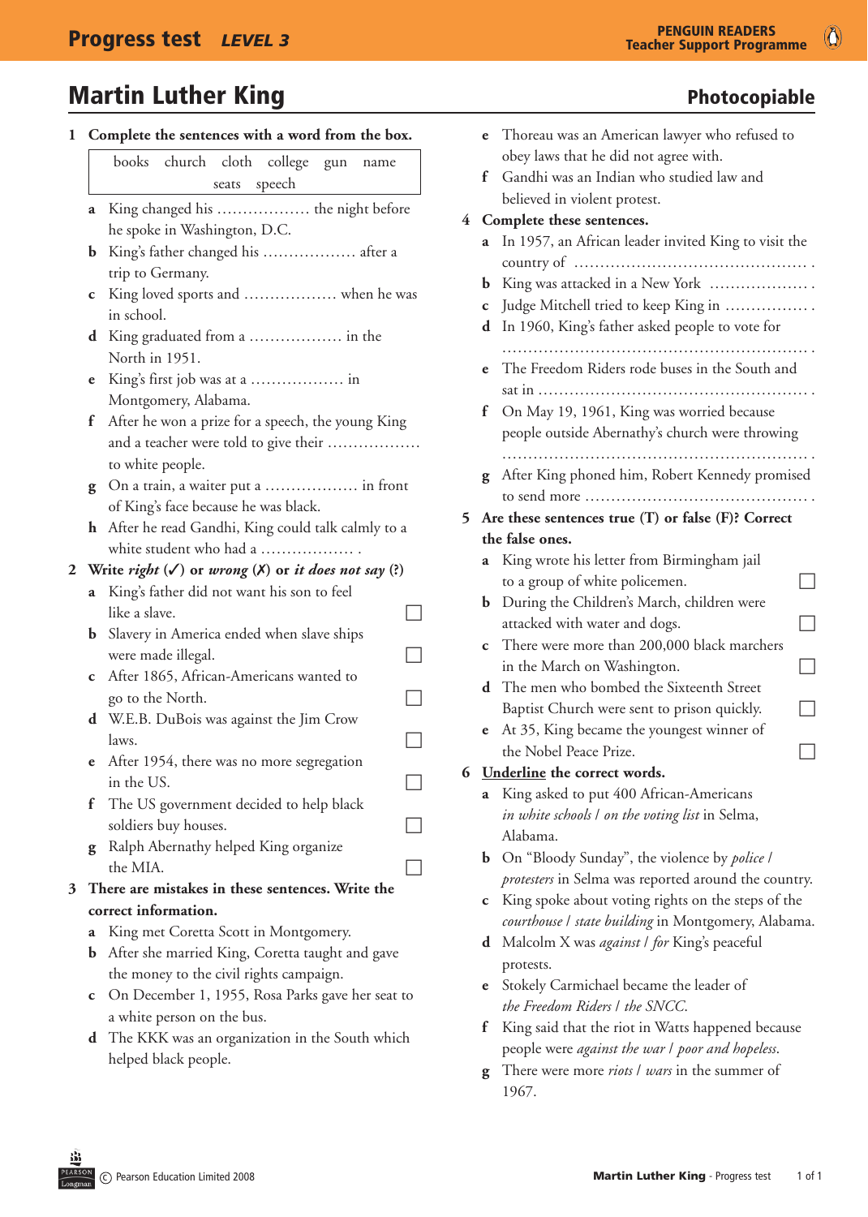# Martin Luther King

**Photocopiable**

**1 Complete the sentences with a word from the box.**

| books church cloth college gun name seats speech |
|---|

a King changed his ……………… the night before he spoke in Washington, D.C.

b King's father changed his ……………… after a trip to Germany.

c King loved sports and ……………… when he was in school.

d King graduated from a ……………… in the North in 1951.

e King's first job was at a ……………… in Montgomery, Alabama.

f After he won a prize for a speech, the young King and a teacher were told to give their ……………… to white people.

g On a train, a waiter put a ……………… in front of King's face because he was black.

h After he read Gandhi, King could talk calmly to a white student who had a ……………… .

**2 Write *right* (✓) or *wrong* (✗) or *it does not say* (?)**

a King's father did not want his son to feel like a slave. ☐

b Slavery in America ended when slave ships were made illegal. ☐

c After 1865, African-Americans wanted to go to the North. ☐

d W.E.B. DuBois was against the Jim Crow laws. ☐

e After 1954, there was no more segregation in the US. ☐

f The US government decided to help black soldiers buy houses. ☐

g Ralph Abernathy helped King organize the MIA. ☐

**3 There are mistakes in these sentences. Write the correct information.**

a King met Coretta Scott in Montgomery.

b After she married King, Coretta taught and gave the money to the civil rights campaign.

c On December 1, 1955, Rosa Parks gave her seat to a white person on the bus.

d The KKK was an organization in the South which helped black people.

e Thoreau was an American lawyer who refused to obey laws that he did not agree with.

f Gandhi was an Indian who studied law and believed in violent protest.

**4 Complete these sentences.**

a In 1957, an African leader invited King to visit the country of ……………………………………… .

b King was attacked in a New York ……………… .

c Judge Mitchell tried to keep King in ……………… .

d In 1960, King's father asked people to vote for ……………………………………………………… .

e The Freedom Riders rode buses in the South and sat in ……………………………………………… .

f On May 19, 1961, King was worried because people outside Abernathy's church were throwing ……………………………………………………… .

g After King phoned him, Robert Kennedy promised to send more ……………………………………… .

**5 Are these sentences true (T) or false (F)? Correct the false ones.**

a King wrote his letter from Birmingham jail to a group of white policemen. ☐

b During the Children's March, children were attacked with water and dogs. ☐

c There were more than 200,000 black marchers in the March on Washington. ☐

d The men who bombed the Sixteenth Street Baptist Church were sent to prison quickly. ☐

e At 35, King became the youngest winner of the Nobel Peace Prize. ☐

**6 Underline the correct words.**

a King asked to put 400 African-Americans *in white schools* / *on the voting list* in Selma, Alabama.

b On "Bloody Sunday", the violence by *police* / *protesters* in Selma was reported around the country.

c King spoke about voting rights on the steps of the *courthouse* / *state building* in Montgomery, Alabama.

d Malcolm X was *against* / *for* King's peaceful protests.

e Stokely Carmichael became the leader of *the Freedom Riders* / *the SNCC*.

f King said that the riot in Watts happened because people were *against the war* / *poor and hopeless*.

g There were more *riots* / *wars* in the summer of 1967.

© Pearson Education Limited 2008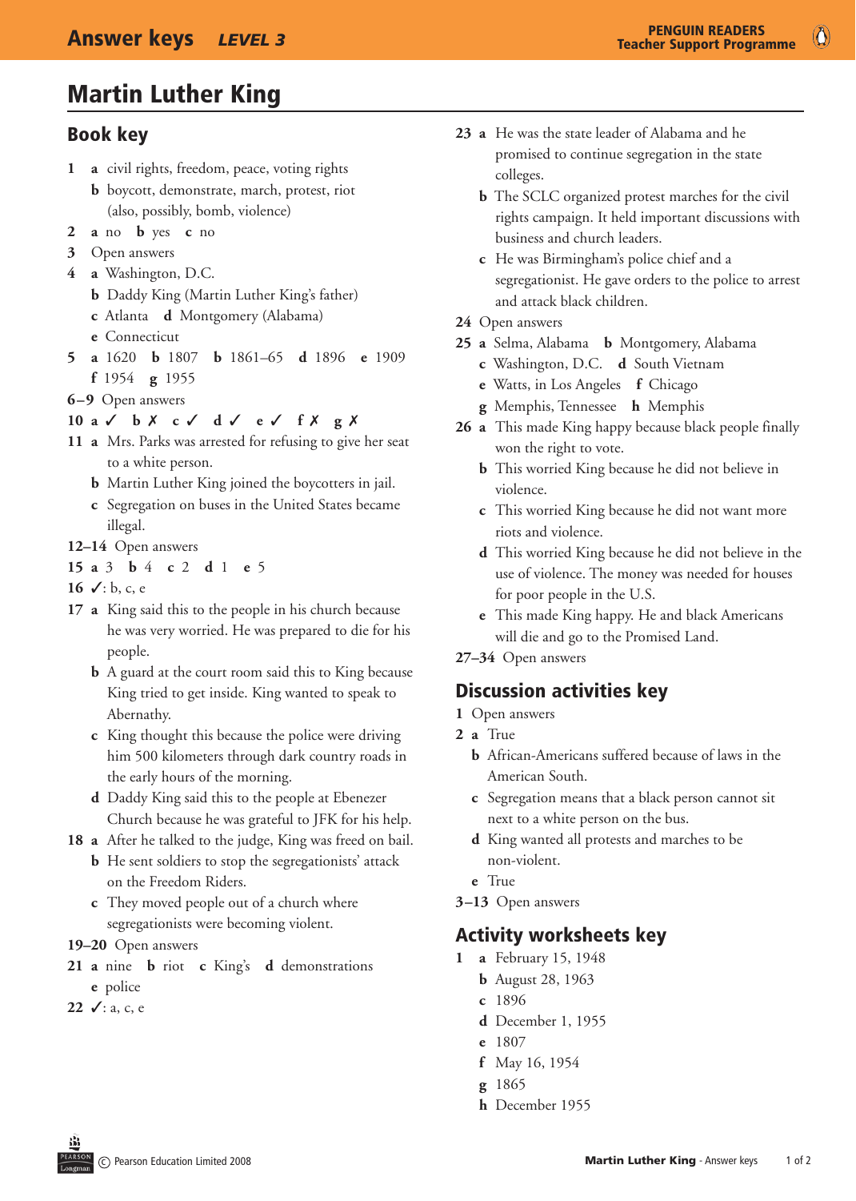# Martin Luther King

## Book key

1 **a** civil rights, freedom, peace, voting rights
  **b** boycott, demonstrate, march, protest, riot (also, possibly, bomb, violence)

2 **a** no **b** yes **c** no

3 Open answers

4 **a** Washington, D.C.
  **b** Daddy King (Martin Luther King's father)
  **c** Atlanta **d** Montgomery (Alabama)
  **e** Connecticut

5 **a** 1620 **b** 1807 **b** 1861–65 **d** 1896 **e** 1909
  **f** 1954 **g** 1955

6–9 Open answers

10 **a** ✓ **b** ✗ **c** ✓ **d** ✓ **e** ✓ **f** ✗ **g** ✗

11 **a** Mrs. Parks was arrested for refusing to give her seat to a white person.
  **b** Martin Luther King joined the boycotters in jail.
  **c** Segregation on buses in the United States became illegal.

12–14 Open answers

15 **a** 3 **b** 4 **c** 2 **d** 1 **e** 5

16 ✓: b, c, e

17 **a** King said this to the people in his church because he was very worried. He was prepared to die for his people.
  **b** A guard at the court room said this to King because King tried to get inside. King wanted to speak to Abernathy.
  **c** King thought this because the police were driving him 500 kilometers through dark country roads in the early hours of the morning.
  **d** Daddy King said this to the people at Ebenezer Church because he was grateful to JFK for his help.

18 **a** After he talked to the judge, King was freed on bail.
  **b** He sent soldiers to stop the segregationists' attack on the Freedom Riders.
  **c** They moved people out of a church where segregationists were becoming violent.

19–20 Open answers

21 **a** nine **b** riot **c** King's **d** demonstrations
  **e** police

22 ✓: a, c, e

23 **a** He was the state leader of Alabama and he promised to continue segregation in the state colleges.
  **b** The SCLC organized protest marches for the civil rights campaign. It held important discussions with business and church leaders.
  **c** He was Birmingham's police chief and a segregationist. He gave orders to the police to arrest and attack black children.

24 Open answers

25 **a** Selma, Alabama **b** Montgomery, Alabama
  **c** Washington, D.C. **d** South Vietnam
  **e** Watts, in Los Angeles **f** Chicago
  **g** Memphis, Tennessee **h** Memphis

26 **a** This made King happy because black people finally won the right to vote.
  **b** This worried King because he did not believe in violence.
  **c** This worried King because he did not want more riots and violence.
  **d** This worried King because he did not believe in the use of violence. The money was needed for houses for poor people in the U.S.
  **e** This made King happy. He and black Americans will die and go to the Promised Land.

27–34 Open answers

## Discussion activities key

1 Open answers

2 **a** True
  **b** African-Americans suffered because of laws in the American South.
  **c** Segregation means that a black person cannot sit next to a white person on the bus.
  **d** King wanted all protests and marches to be non-violent.
  **e** True

3–13 Open answers

## Activity worksheets key

1 **a** February 15, 1948
  **b** August 28, 1963
  **c** 1896
  **d** December 1, 1955
  **e** 1807
  **f** May 16, 1954
  **g** 1865
  **h** December 1955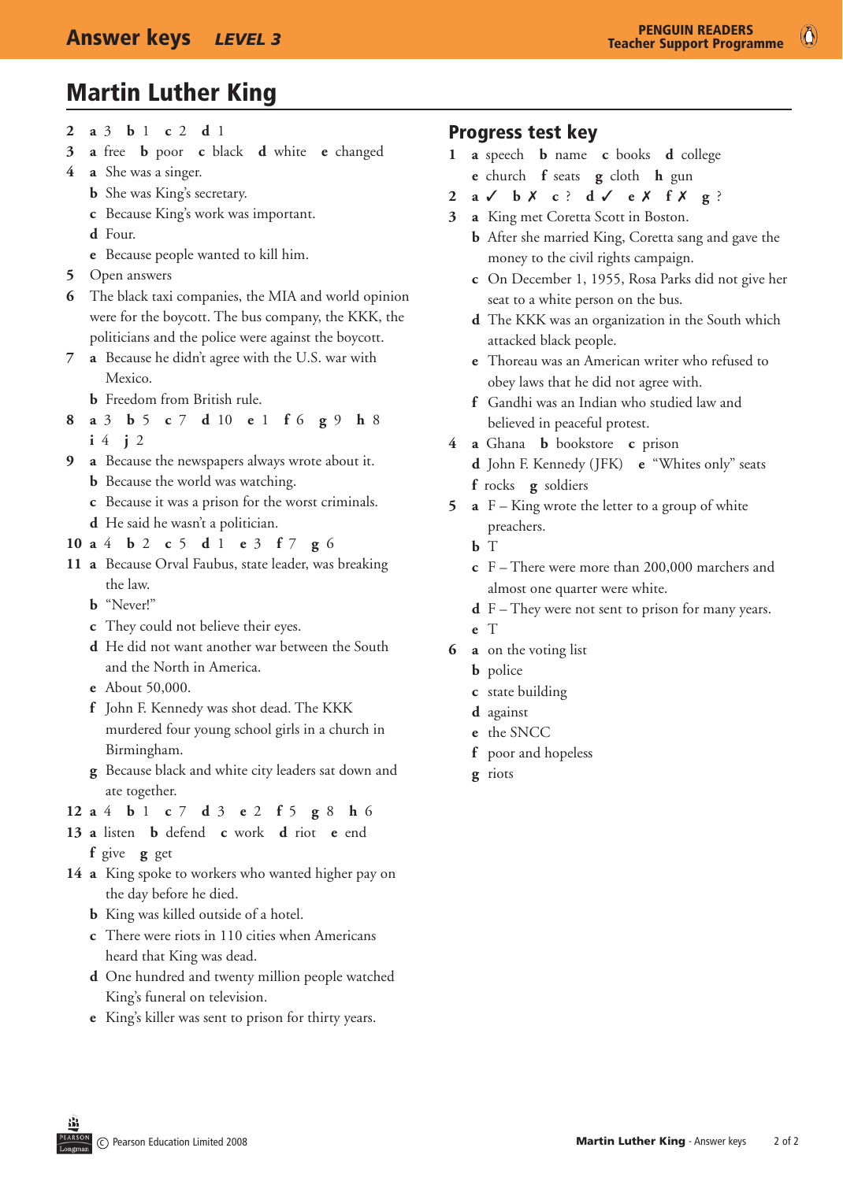# Martin Luther King

2 a 3 b 1 c 2 d 1

3 a free b poor c black d white e changed

4 a She was a singer.
 b She was King's secretary.
 c Because King's work was important.
 d Four.
 e Because people wanted to kill him.

5 Open answers

6 The black taxi companies, the MIA and world opinion were for the boycott. The bus company, the KKK, the politicians and the police were against the boycott.

7 a Because he didn't agree with the U.S. war with Mexico.
 b Freedom from British rule.

8 a 3 b 5 c 7 d 10 e 1 f 6 g 9 h 8 i 4 j 2

9 a Because the newspapers always wrote about it.
 b Because the world was watching.
 c Because it was a prison for the worst criminals.
 d He said he wasn't a politician.

10 a 4 b 2 c 5 d 1 e 3 f 7 g 6

11 a Because Orval Faubus, state leader, was breaking the law.
 b "Never!"
 c They could not believe their eyes.
 d He did not want another war between the South and the North in America.
 e About 50,000.
 f John F. Kennedy was shot dead. The KKK murdered four young school girls in a church in Birmingham.
 g Because black and white city leaders sat down and ate together.

12 a 4 b 1 c 7 d 3 e 2 f 5 g 8 h 6

13 a listen b defend c work d riot e end f give g get

14 a King spoke to workers who wanted higher pay on the day before he died.
 b King was killed outside of a hotel.
 c There were riots in 110 cities when Americans heard that King was dead.
 d One hundred and twenty million people watched King's funeral on television.
 e King's killer was sent to prison for thirty years.

## Progress test key

1 a speech b name c books d college e church f seats g cloth h gun

2 a ✓ b ✗ c ? d ✓ e ✗ f ✗ g ?

3 a King met Coretta Scott in Boston.
 b After she married King, Coretta sang and gave the money to the civil rights campaign.
 c On December 1, 1955, Rosa Parks did not give her seat to a white person on the bus.
 d The KKK was an organization in the South which attacked black people.
 e Thoreau was an American writer who refused to obey laws that he did not agree with.
 f Gandhi was an Indian who studied law and believed in peaceful protest.

4 a Ghana b bookstore c prison d John F. Kennedy (JFK) e "Whites only" seats f rocks g soldiers

5 a F – King wrote the letter to a group of white preachers.
 b T
 c F – There were more than 200,000 marchers and almost one quarter were white.
 d F – They were not sent to prison for many years.
 e T

6 a on the voting list
 b police
 c state building
 d against
 e the SNCC
 f poor and hopeless
 g riots